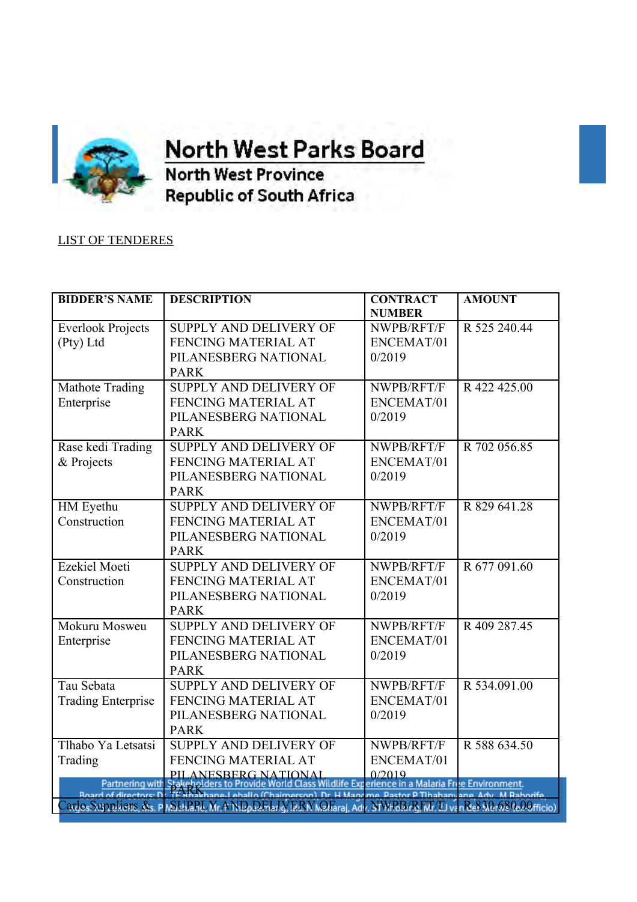# North West Parks Board

North West Province

Republic of South Africa

LIST OF TENDERES

| BIDDER'S NAME | DESCRIPTION | CONTRACT NUMBER | AMOUNT |
|---|---|---|---|
| Everlook Projects (Pty) Ltd | SUPPLY AND DELIVERY OF FENCING MATERIAL AT PILANESBERG NATIONAL PARK | NWPB/RFT/FENCEMAT/010/2019 | R 525 240.44 |
| Mathote Trading Enterprise | SUPPLY AND DELIVERY OF FENCING MATERIAL AT PILANESBERG NATIONAL PARK | NWPB/RFT/FENCEMAT/010/2019 | R 422 425.00 |
| Rase kedi Trading & Projects | SUPPLY AND DELIVERY OF FENCING MATERIAL AT PILANESBERG NATIONAL PARK | NWPB/RFT/FENCEMAT/010/2019 | R 702 056.85 |
| HM Eyethu Construction | SUPPLY AND DELIVERY OF FENCING MATERIAL AT PILANESBERG NATIONAL PARK | NWPB/RFT/FENCEMAT/010/2019 | R 829 641.28 |
| Ezekiel Moeti Construction | SUPPLY AND DELIVERY OF FENCING MATERIAL AT PILANESBERG NATIONAL PARK | NWPB/RFT/FENCEMAT/010/2019 | R 677 091.60 |
| Mokuru Mosweu Enterprise | SUPPLY AND DELIVERY OF FENCING MATERIAL AT PILANESBERG NATIONAL PARK | NWPB/RFT/FENCEMAT/010/2019 | R 409 287.45 |
| Tau Sebata Trading Enterprise | SUPPLY AND DELIVERY OF FENCING MATERIAL AT PILANESBERG NATIONAL PARK | NWPB/RFT/FENCEMAT/010/2019 | R 534.091.00 |
| Tlhabo Ya Letsatsi Trading | SUPPLY AND DELIVERY OF FENCING MATERIAL AT PILANESBERG NATIONAL PARK | NWPB/RFT/FENCEMAT/010/2019 | R 588 634.50 |
| Carlo Suppliers & | SUPPLY AND DELIVERY OF | NWPB/RFT/F | R 830 680.00 |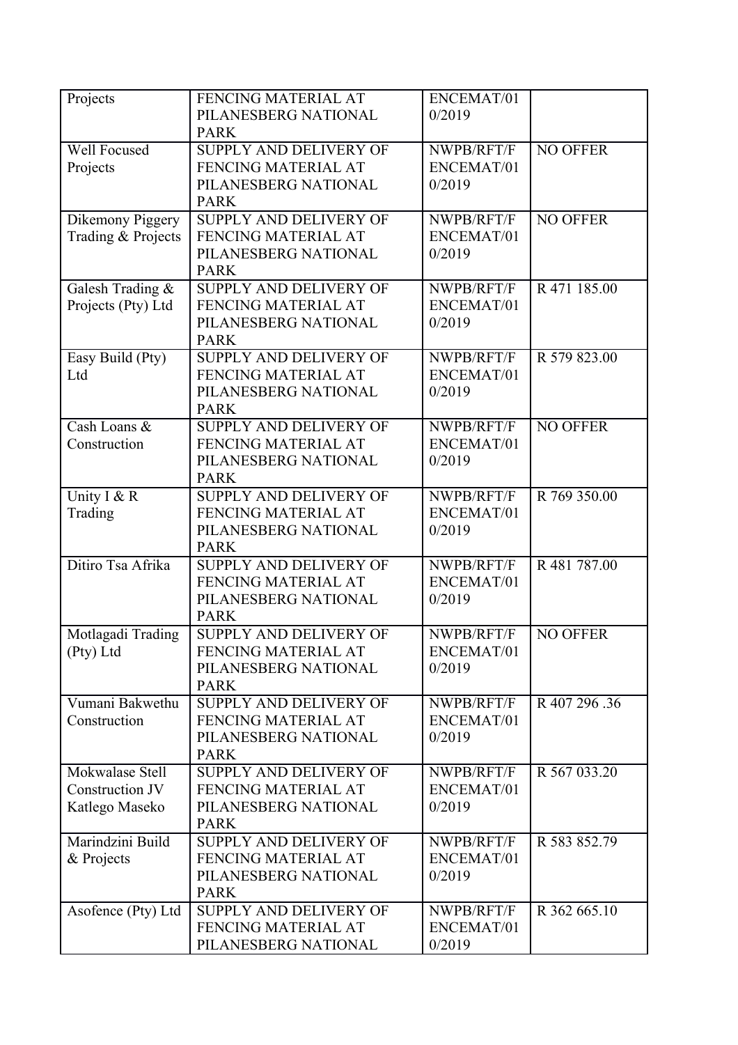| | | | |
|---|---|---|---|
| Projects | FENCING MATERIAL AT PILANESBERG NATIONAL PARK | ENCEMAT/010/2019 | |
| Well Focused Projects | SUPPLY AND DELIVERY OF FENCING MATERIAL AT PILANESBERG NATIONAL PARK | NWPB/RFT/FENCEMAT/010/2019 | NO OFFER |
| Dikemony Piggery Trading & Projects | SUPPLY AND DELIVERY OF FENCING MATERIAL AT PILANESBERG NATIONAL PARK | NWPB/RFT/FENCEMAT/010/2019 | NO OFFER |
| Galesh Trading & Projects (Pty) Ltd | SUPPLY AND DELIVERY OF FENCING MATERIAL AT PILANESBERG NATIONAL PARK | NWPB/RFT/FENCEMAT/010/2019 | R 471 185.00 |
| Easy Build (Pty) Ltd | SUPPLY AND DELIVERY OF FENCING MATERIAL AT PILANESBERG NATIONAL PARK | NWPB/RFT/FENCEMAT/010/2019 | R 579 823.00 |
| Cash Loans & Construction | SUPPLY AND DELIVERY OF FENCING MATERIAL AT PILANESBERG NATIONAL PARK | NWPB/RFT/FENCEMAT/010/2019 | NO OFFER |
| Unity I & R Trading | SUPPLY AND DELIVERY OF FENCING MATERIAL AT PILANESBERG NATIONAL PARK | NWPB/RFT/FENCEMAT/010/2019 | R 769 350.00 |
| Ditiro Tsa Afrika | SUPPLY AND DELIVERY OF FENCING MATERIAL AT PILANESBERG NATIONAL PARK | NWPB/RFT/FENCEMAT/010/2019 | R 481 787.00 |
| Motlagadi Trading (Pty) Ltd | SUPPLY AND DELIVERY OF FENCING MATERIAL AT PILANESBERG NATIONAL PARK | NWPB/RFT/FENCEMAT/010/2019 | NO OFFER |
| Vumani Bakwethu Construction | SUPPLY AND DELIVERY OF FENCING MATERIAL AT PILANESBERG NATIONAL PARK | NWPB/RFT/FENCEMAT/010/2019 | R 407 296 .36 |
| Mokwalase Stell Construction JV Katlego Maseko | SUPPLY AND DELIVERY OF FENCING MATERIAL AT PILANESBERG NATIONAL PARK | NWPB/RFT/FENCEMAT/010/2019 | R 567 033.20 |
| Marindzini Build & Projects | SUPPLY AND DELIVERY OF FENCING MATERIAL AT PILANESBERG NATIONAL PARK | NWPB/RFT/FENCEMAT/010/2019 | R 583 852.79 |
| Asofence (Pty) Ltd | SUPPLY AND DELIVERY OF FENCING MATERIAL AT PILANESBERG NATIONAL | NWPB/RFT/FENCEMAT/010/2019 | R 362 665.10 |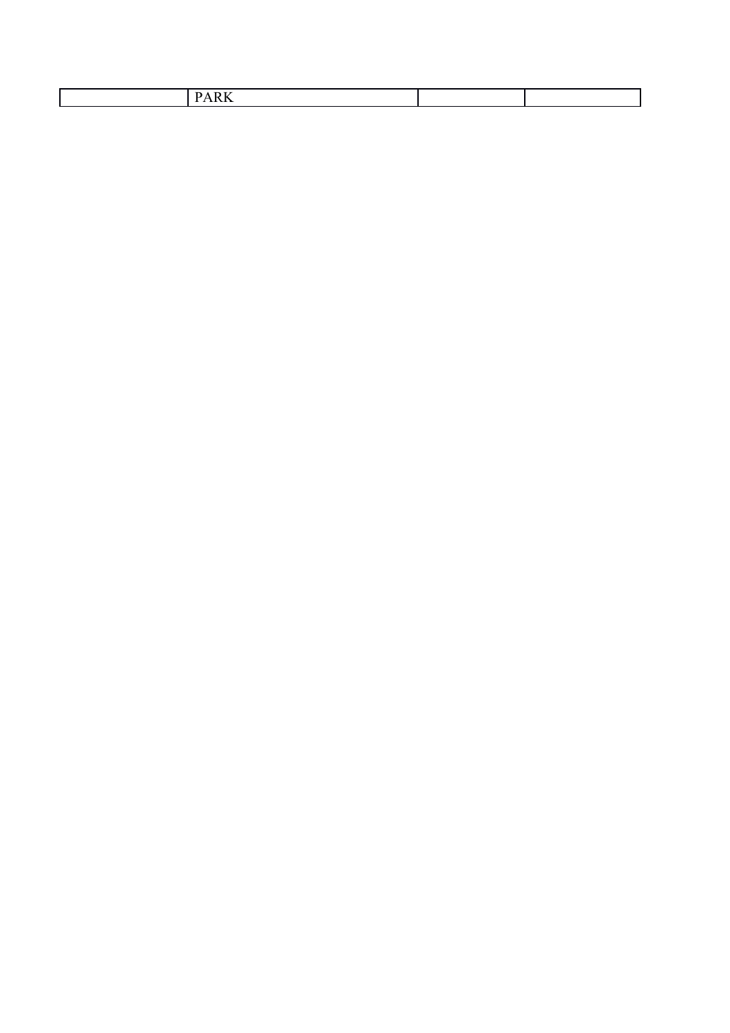| | | | |
|---|---|---|---|
| | PARK | | |